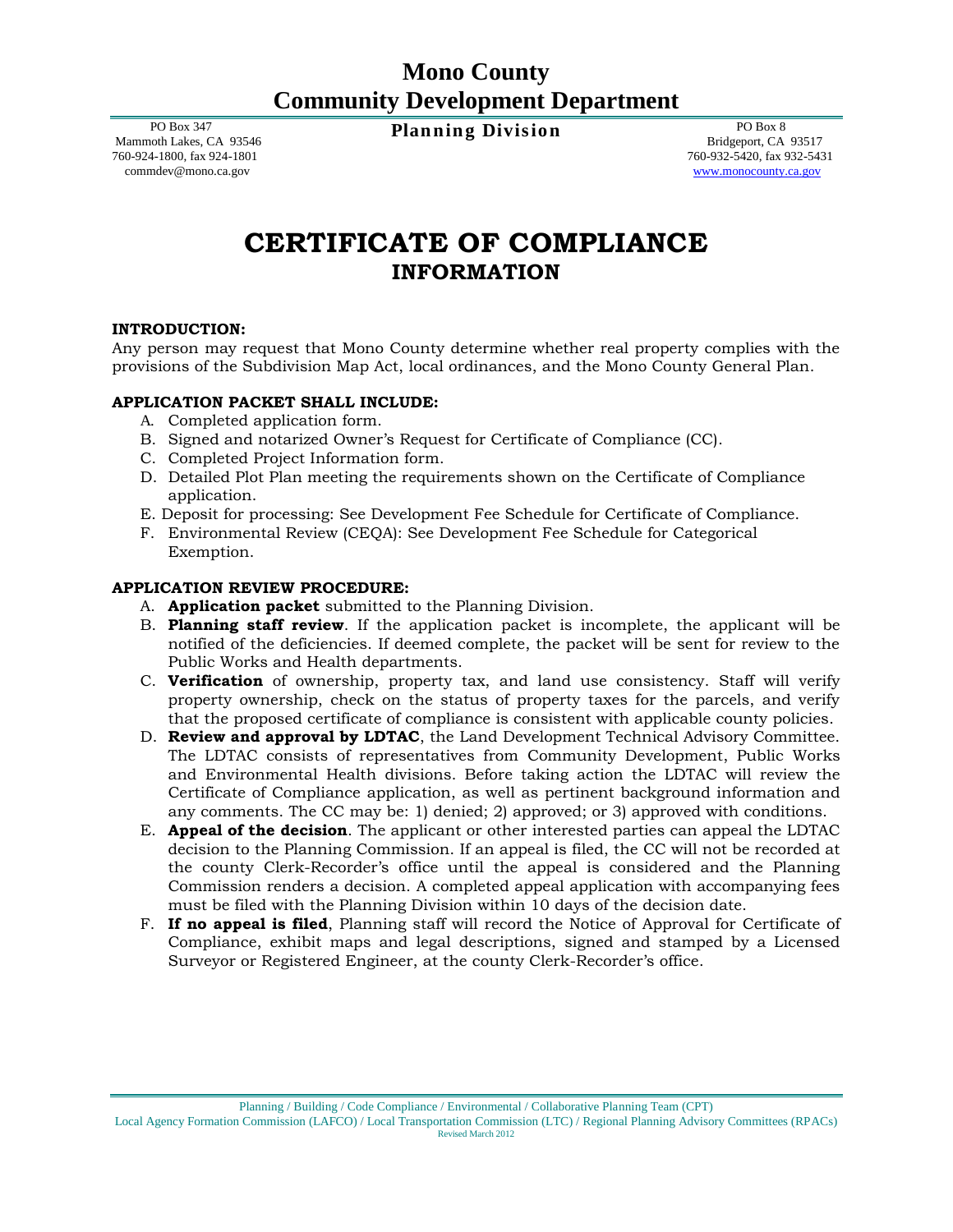# Mono County
# Community Development Department

**Planning Division**

PO Box 347
Mammoth Lakes, CA 93546
760-924-1800, fax 924-1801
commdev@mono.ca.gov

PO Box 8
Bridgeport, CA 93517
760-932-5420, fax 932-5431
www.monocounty.ca.gov

# CERTIFICATE OF COMPLIANCE
## INFORMATION

**INTRODUCTION:**
Any person may request that Mono County determine whether real property complies with the provisions of the Subdivision Map Act, local ordinances, and the Mono County General Plan.

**APPLICATION PACKET SHALL INCLUDE:**

A. Completed application form.
B. Signed and notarized Owner's Request for Certificate of Compliance (CC).
C. Completed Project Information form.
D. Detailed Plot Plan meeting the requirements shown on the Certificate of Compliance application.
E. Deposit for processing: See Development Fee Schedule for Certificate of Compliance.
F. Environmental Review (CEQA): See Development Fee Schedule for Categorical Exemption.

**APPLICATION REVIEW PROCEDURE:**

A. **Application packet** submitted to the Planning Division.
B. **Planning staff review**. If the application packet is incomplete, the applicant will be notified of the deficiencies. If deemed complete, the packet will be sent for review to the Public Works and Health departments.
C. **Verification** of ownership, property tax, and land use consistency. Staff will verify property ownership, check on the status of property taxes for the parcels, and verify that the proposed certificate of compliance is consistent with applicable county policies.
D. **Review and approval by LDTAC**, the Land Development Technical Advisory Committee. The LDTAC consists of representatives from Community Development, Public Works and Environmental Health divisions. Before taking action the LDTAC will review the Certificate of Compliance application, as well as pertinent background information and any comments. The CC may be: 1) denied; 2) approved; or 3) approved with conditions.
E. **Appeal of the decision**. The applicant or other interested parties can appeal the LDTAC decision to the Planning Commission. If an appeal is filed, the CC will not be recorded at the county Clerk-Recorder's office until the appeal is considered and the Planning Commission renders a decision. A completed appeal application with accompanying fees must be filed with the Planning Division within 10 days of the decision date.
F. **If no appeal is filed**, Planning staff will record the Notice of Approval for Certificate of Compliance, exhibit maps and legal descriptions, signed and stamped by a Licensed Surveyor or Registered Engineer, at the county Clerk-Recorder's office.

Planning / Building / Code Compliance / Environmental / Collaborative Planning Team (CPT)
Local Agency Formation Commission (LAFCO) / Local Transportation Commission (LTC) / Regional Planning Advisory Committees (RPACs)
Revised March 2012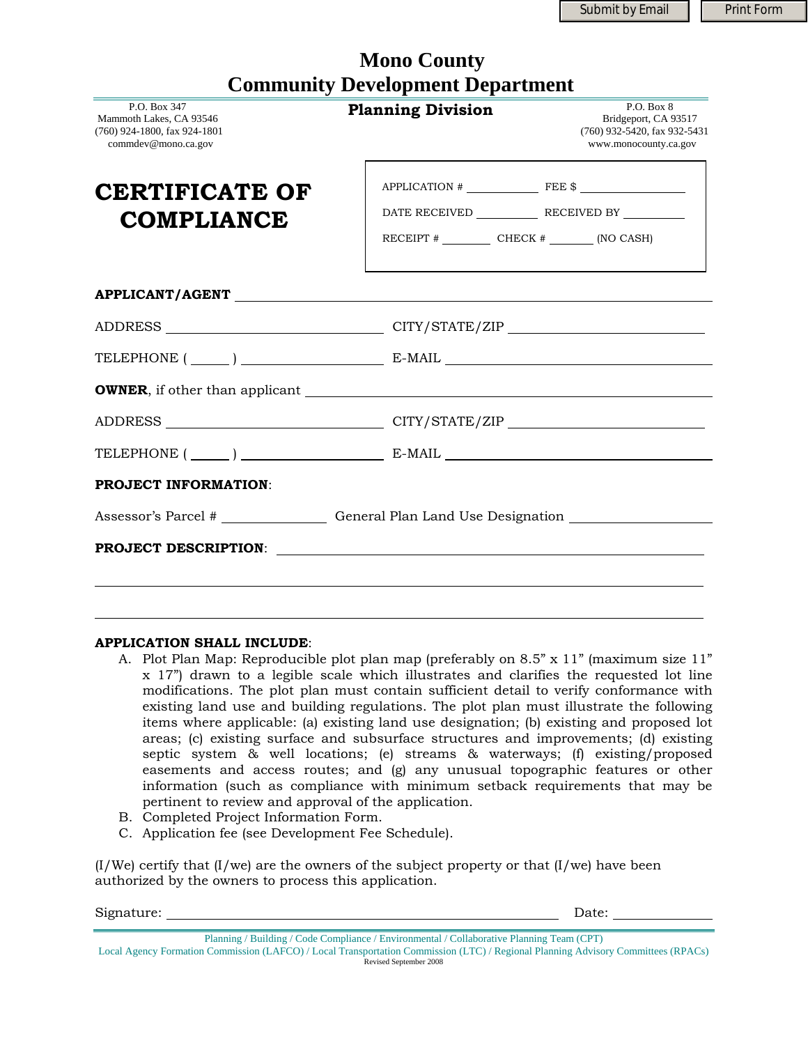Submit by Email | Print Form

# Mono County
# Community Development Department

P.O. Box 347
Mammoth Lakes, CA 93546
(760) 924-1800, fax 924-1801
commdev@mono.ca.gov

**Planning Division**

P.O. Box 8
Bridgeport, CA 93517
(760) 932-5420, fax 932-5431
www.monocounty.ca.gov

# CERTIFICATE OF COMPLIANCE

APPLICATION # ____________ FEE $ ________________

DATE RECEIVED __________ RECEIVED BY __________

RECEIPT # ________ CHECK # _______ (NO CASH)

**APPLICANT/AGENT** ______________________________________________

ADDRESS ______________________________ CITY/STATE/ZIP ___________________________

TELEPHONE ( ______ ) ____________________ E-MAIL ___________________________

**OWNER**, if other than applicant ______________________________________________

ADDRESS ______________________________ CITY/STATE/ZIP ___________________________

TELEPHONE ( ______ ) ____________________ E-MAIL ___________________________

**PROJECT INFORMATION**:

Assessor's Parcel # _______________ General Plan Land Use Designation ____________________

**PROJECT DESCRIPTION**: ______________________________________________

______________________________________________

______________________________________________

**APPLICATION SHALL INCLUDE**:

A. Plot Plan Map: Reproducible plot plan map (preferably on 8.5" x 11" (maximum size 11" x 17") drawn to a legible scale which illustrates and clarifies the requested lot line modifications. The plot plan must contain sufficient detail to verify conformance with existing land use and building regulations. The plot plan must illustrate the following items where applicable: (a) existing land use designation; (b) existing and proposed lot areas; (c) existing surface and subsurface structures and improvements; (d) existing septic system & well locations; (e) streams & waterways; (f) existing/proposed easements and access routes; and (g) any unusual topographic features or other information (such as compliance with minimum setback requirements that may be pertinent to review and approval of the application.
B. Completed Project Information Form.
C. Application fee (see Development Fee Schedule).

(I/We) certify that (I/we) are the owners of the subject property or that (I/we) have been authorized by the owners to process this application.

Signature: ______________________________________________ Date: ______________

Planning / Building / Code Compliance / Environmental / Collaborative Planning Team (CPT)
Local Agency Formation Commission (LAFCO) / Local Transportation Commission (LTC) / Regional Planning Advisory Committees (RPACs)
Revised September 2008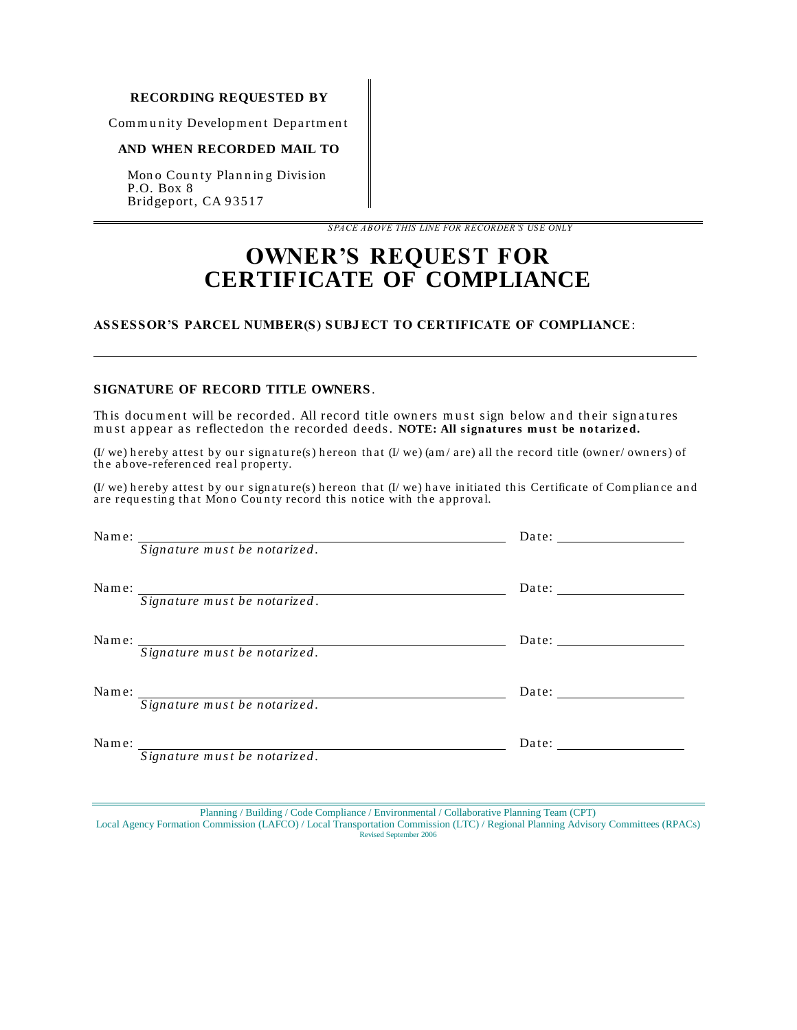**RECORDING REQUESTED BY**

Community Development Department

**AND WHEN RECORDED MAIL TO**

Mono County Planning Division
P.O. Box 8
Bridgeport, CA 93517

*SPACE ABOVE THIS LINE FOR RECORDER'S USE ONLY*

# OWNER'S REQUEST FOR CERTIFICATE OF COMPLIANCE

**ASSESSOR'S PARCEL NUMBER(S) SUBJECT TO CERTIFICATE OF COMPLIANCE**:

______________________________________________________________________

**SIGNATURE OF RECORD TITLE OWNERS**.

This document will be recorded. All record title owners must sign below and their signatures must appear as reflectedon the recorded deeds. **NOTE: All signatures must be notarized.**

(I/we) hereby attest by our signature(s) hereon that (I/we) (am/are) all the record title (owner/owners) of the above-referenced real property.

(I/we) hereby attest by our signature(s) hereon that (I/we) have initiated this Certificate of Compliance and are requesting that Mono County record this notice with the approval.

Name: ______________________________________ Date: ________________
*Signature must be notarized.*

Name: ______________________________________ Date: ________________
*Signature must be notarized.*

Name: ______________________________________ Date: ________________
*Signature must be notarized.*

Name: ______________________________________ Date: ________________
*Signature must be notarized.*

Name: ______________________________________ Date: ________________
*Signature must be notarized.*

Planning / Building / Code Compliance / Environmental / Collaborative Planning Team (CPT)
Local Agency Formation Commission (LAFCO) / Local Transportation Commission (LTC) / Regional Planning Advisory Committees (RPACs)
Revised September 2006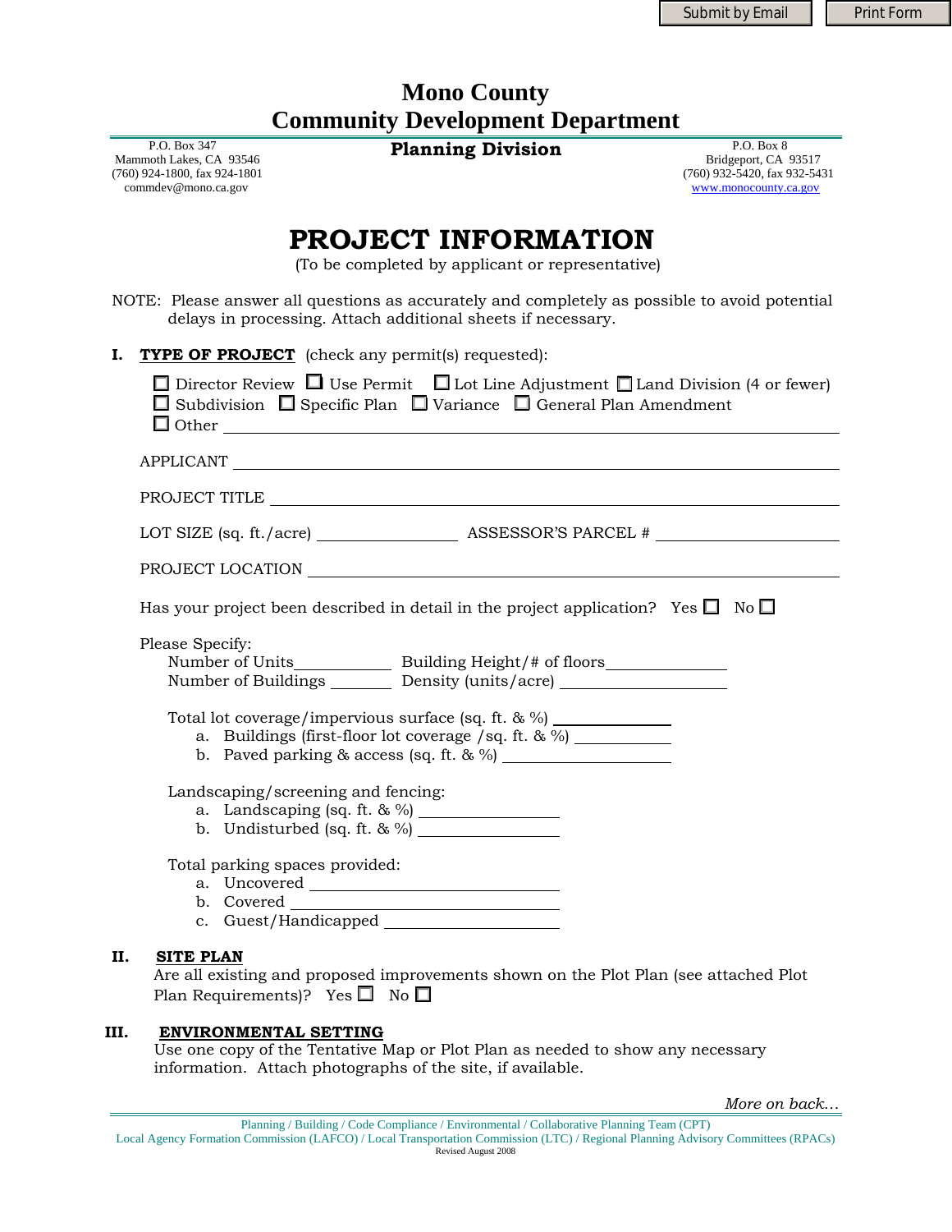Submit by Email | Print Form

# Mono County
# Community Development Department

**Planning Division**

P.O. Box 347
Mammoth Lakes, CA 93546
(760) 924-1800, fax 924-1801
commdev@mono.ca.gov

P.O. Box 8
Bridgeport, CA 93517
(760) 932-5420, fax 932-5431
www.monocounty.ca.gov

# PROJECT INFORMATION

(To be completed by applicant or representative)

NOTE: Please answer all questions as accurately and completely as possible to avoid potential delays in processing. Attach additional sheets if necessary.

**I. TYPE OF PROJECT** (check any permit(s) requested):

☐ Director Review ☐ Use Permit ☐ Lot Line Adjustment ☐ Land Division (4 or fewer)
☐ Subdivision ☐ Specific Plan ☐ Variance ☐ General Plan Amendment
☐ Other ______________________________

APPLICANT ______________________________

PROJECT TITLE ______________________________

LOT SIZE (sq. ft./acre) ______________ ASSESSOR'S PARCEL # ______________

PROJECT LOCATION ______________________________

Has your project been described in detail in the project application? Yes ☐ No ☐

Please Specify:

Number of Units__________ Building Height/# of floors__________
Number of Buildings __________ Density (units/acre) __________

Total lot coverage/impervious surface (sq. ft. & %) __________

a. Buildings (first-floor lot coverage /sq. ft. & %) __________
b. Paved parking & access (sq. ft. & %) __________

Landscaping/screening and fencing:

a. Landscaping (sq. ft. & %) __________
b. Undisturbed (sq. ft. & %) __________

Total parking spaces provided:

a. Uncovered __________
b. Covered __________
c. Guest/Handicapped __________

**II. SITE PLAN**

Are all existing and proposed improvements shown on the Plot Plan (see attached Plot Plan Requirements)? Yes ☐ No ☐

**III. ENVIRONMENTAL SETTING**

Use one copy of the Tentative Map or Plot Plan as needed to show any necessary information. Attach photographs of the site, if available.

*More on back…*

Planning / Building / Code Compliance / Environmental / Collaborative Planning Team (CPT)
Local Agency Formation Commission (LAFCO) / Local Transportation Commission (LTC) / Regional Planning Advisory Committees (RPACs)
Revised August 2008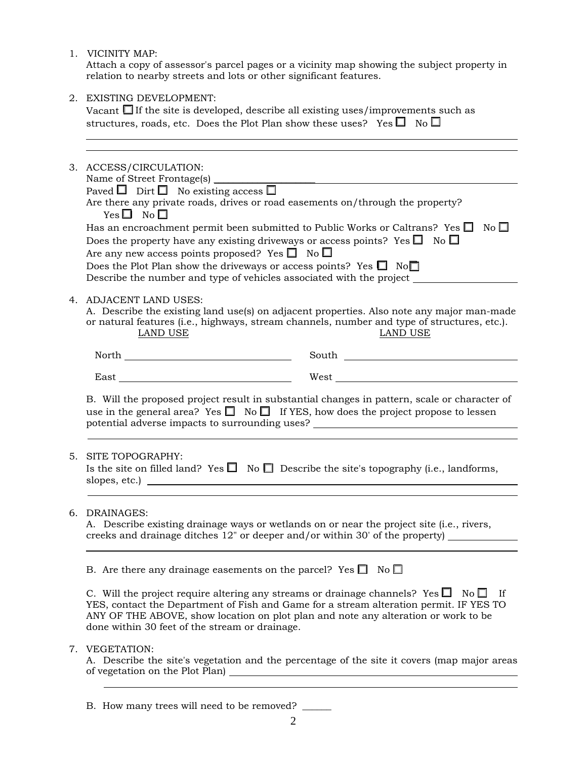1. VICINITY MAP:
   Attach a copy of assessor's parcel pages or a vicinity map showing the subject property in relation to nearby streets and lots or other significant features.

2. EXISTING DEVELOPMENT:
   Vacant ☐ If the site is developed, describe all existing uses/improvements such as structures, roads, etc. Does the Plot Plan show these uses? Yes ☐ No ☐

   \_\_\_\_\_\_\_\_\_\_\_\_\_\_\_\_\_\_\_\_\_\_\_\_\_\_\_\_\_\_\_\_\_\_\_\_\_\_\_\_\_\_\_\_\_\_\_\_\_\_\_\_\_\_\_\_\_\_\_\_

   \_\_\_\_\_\_\_\_\_\_\_\_\_\_\_\_\_\_\_\_\_\_\_\_\_\_\_\_\_\_\_\_\_\_\_\_\_\_\_\_\_\_\_\_\_\_\_\_\_\_\_\_\_\_\_\_\_\_\_\_

3. ACCESS/CIRCULATION:
   Name of Street Frontage(s) \_\_\_\_\_\_\_\_\_\_\_\_\_\_\_\_\_\_\_\_\_\_\_\_\_\_\_\_\_\_\_\_\_\_\_\_\_\_\_\_
   Paved ☐ Dirt ☐ No existing access ☐
   Are there any private roads, drives or road easements on/through the property?
   Yes ☐ No ☐
   Has an encroachment permit been submitted to Public Works or Caltrans? Yes ☐ No ☐
   Does the property have any existing driveways or access points? Yes ☐ No ☐
   Are any new access points proposed? Yes ☐ No ☐
   Does the Plot Plan show the driveways or access points? Yes ☐ No ☐
   Describe the number and type of vehicles associated with the project \_\_\_\_\_\_\_\_\_\_\_\_\_\_\_\_\_\_\_\_

4. ADJACENT LAND USES:
   A. Describe the existing land use(s) on adjacent properties. Also note any major man-made or natural features (i.e., highways, stream channels, number and type of structures, etc.).

   | | LAND USE | | LAND USE |
   |---|---|---|---|
   | North | \_\_\_\_\_\_\_\_\_\_\_\_\_\_\_\_\_\_\_\_ | South | \_\_\_\_\_\_\_\_\_\_\_\_\_\_\_\_\_\_\_\_ |
   | East | \_\_\_\_\_\_\_\_\_\_\_\_\_\_\_\_\_\_\_\_ | West | \_\_\_\_\_\_\_\_\_\_\_\_\_\_\_\_\_\_\_\_ |

   B. Will the proposed project result in substantial changes in pattern, scale or character of use in the general area? Yes ☐ No ☐ If YES, how does the project propose to lessen potential adverse impacts to surrounding uses? \_\_\_\_\_\_\_\_\_\_\_\_\_\_\_\_\_\_\_\_\_\_\_\_\_\_\_\_\_\_\_\_

   \_\_\_\_\_\_\_\_\_\_\_\_\_\_\_\_\_\_\_\_\_\_\_\_\_\_\_\_\_\_\_\_\_\_\_\_\_\_\_\_\_\_\_\_\_\_\_\_\_\_\_\_\_\_\_\_\_\_\_\_

5. SITE TOPOGRAPHY:
   Is the site on filled land? Yes ☐ No ☐ Describe the site's topography (i.e., landforms, slopes, etc.) \_\_\_\_\_\_\_\_\_\_\_\_\_\_\_\_\_\_\_\_\_\_\_\_\_\_\_\_\_\_\_\_\_\_\_\_\_\_\_\_\_\_\_\_\_\_\_\_\_\_\_\_

   \_\_\_\_\_\_\_\_\_\_\_\_\_\_\_\_\_\_\_\_\_\_\_\_\_\_\_\_\_\_\_\_\_\_\_\_\_\_\_\_\_\_\_\_\_\_\_\_\_\_\_\_\_\_\_\_\_\_\_\_

6. DRAINAGES:
   A. Describe existing drainage ways or wetlands on or near the project site (i.e., rivers, creeks and drainage ditches 12" or deeper and/or within 30' of the property) \_\_\_\_\_\_\_\_\_\_\_\_

   \_\_\_\_\_\_\_\_\_\_\_\_\_\_\_\_\_\_\_\_\_\_\_\_\_\_\_\_\_\_\_\_\_\_\_\_\_\_\_\_\_\_\_\_\_\_\_\_\_\_\_\_\_\_\_\_\_\_\_\_

   B. Are there any drainage easements on the parcel? Yes ☐ No ☐

   C. Will the project require altering any streams or drainage channels? Yes ☐ No ☐ If YES, contact the Department of Fish and Game for a stream alteration permit. IF YES TO ANY OF THE ABOVE, show location on plot plan and note any alteration or work to be done within 30 feet of the stream or drainage.

7. VEGETATION:
   A. Describe the site's vegetation and the percentage of the site it covers (map major areas of vegetation on the Plot Plan) \_\_\_\_\_\_\_\_\_\_\_\_\_\_\_\_\_\_\_\_\_\_\_\_\_\_\_\_\_\_\_\_\_\_\_\_\_\_\_\_

   \_\_\_\_\_\_\_\_\_\_\_\_\_\_\_\_\_\_\_\_\_\_\_\_\_\_\_\_\_\_\_\_\_\_\_\_\_\_\_\_\_\_\_\_\_\_\_\_\_\_\_\_\_\_\_\_\_\_\_\_

   B. How many trees will need to be removed? \_\_\_\_\_\_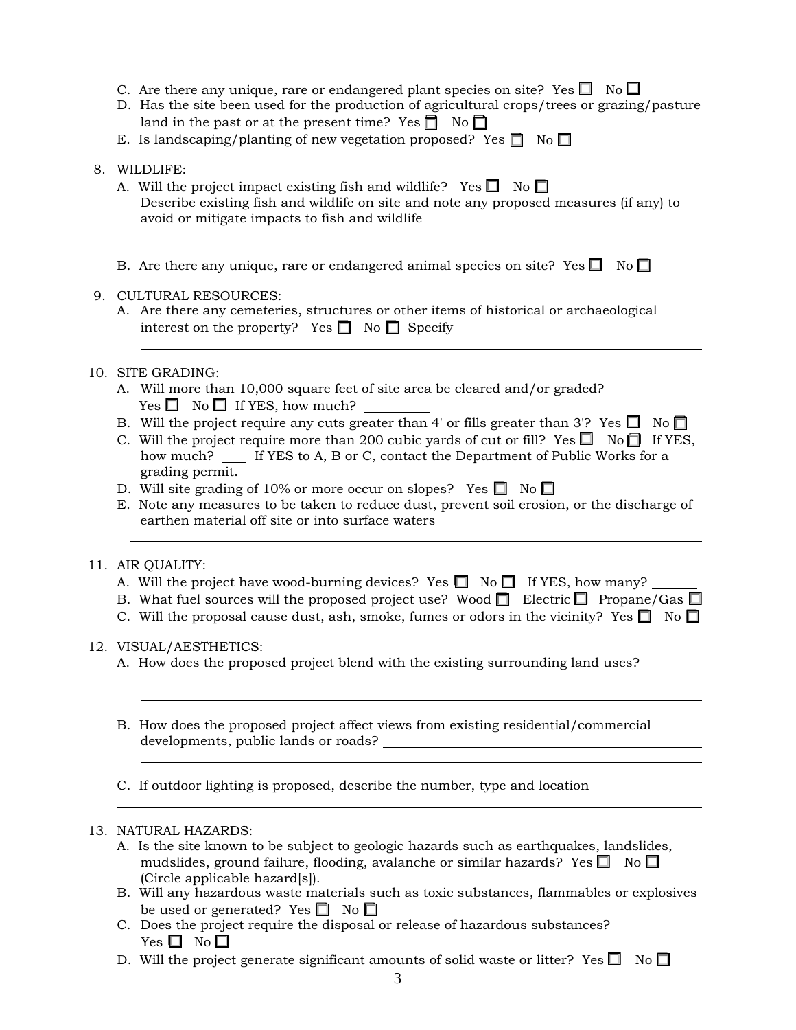C. Are there any unique, rare or endangered plant species on site? Yes ☐ No ☐

D. Has the site been used for the production of agricultural crops/trees or grazing/pasture land in the past or at the present time? Yes ☐ No ☐

E. Is landscaping/planting of new vegetation proposed? Yes ☐ No ☐

8. WILDLIFE:

A. Will the project impact existing fish and wildlife? Yes ☐ No ☐
Describe existing fish and wildlife on site and note any proposed measures (if any) to avoid or mitigate impacts to fish and wildlife ______________________________
______________________________________________________________________

B. Are there any unique, rare or endangered animal species on site? Yes ☐ No ☐

9. CULTURAL RESOURCES:

A. Are there any cemeteries, structures or other items of historical or archaeological interest on the property? Yes ☐ No ☐ Specify______________________________
______________________________________________________________________

10. SITE GRADING:

A. Will more than 10,000 square feet of site area be cleared and/or graded?
Yes ☐ No ☐ If YES, how much? __________

B. Will the project require any cuts greater than 4' or fills greater than 3'? Yes ☐ No ☐

C. Will the project require more than 200 cubic yards of cut or fill? Yes ☐ No ☐ If YES, how much? ____ If YES to A, B or C, contact the Department of Public Works for a grading permit.

D. Will site grading of 10% or more occur on slopes? Yes ☐ No ☐

E. Note any measures to be taken to reduce dust, prevent soil erosion, or the discharge of earthen material off site or into surface waters ______________________________
______________________________________________________________________

11. AIR QUALITY:

A. Will the project have wood-burning devices? Yes ☐ No ☐ If YES, how many? _______

B. What fuel sources will the proposed project use? Wood ☐ Electric ☐ Propane/Gas ☐

C. Will the proposal cause dust, ash, smoke, fumes or odors in the vicinity? Yes ☐ No ☐

12. VISUAL/AESTHETICS:

A. How does the proposed project blend with the existing surrounding land uses?
______________________________________________________________________
______________________________________________________________________

B. How does the proposed project affect views from existing residential/commercial developments, public lands or roads? ______________________________
______________________________________________________________________

C. If outdoor lighting is proposed, describe the number, type and location ______________
______________________________________________________________________

13. NATURAL HAZARDS:

A. Is the site known to be subject to geologic hazards such as earthquakes, landslides, mudslides, ground failure, flooding, avalanche or similar hazards? Yes ☐ No ☐ (Circle applicable hazard[s]).

B. Will any hazardous waste materials such as toxic substances, flammables or explosives be used or generated? Yes ☐ No ☐

C. Does the project require the disposal or release of hazardous substances?
Yes ☐ No ☐

D. Will the project generate significant amounts of solid waste or litter? Yes ☐ No ☐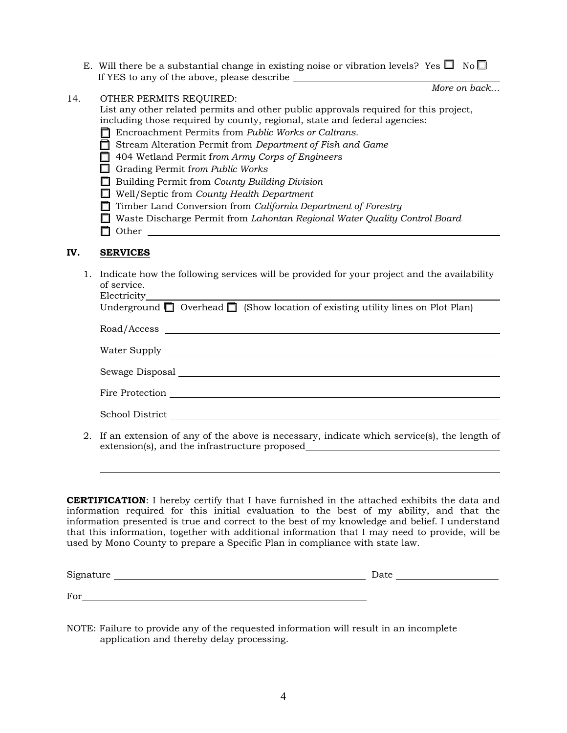E. Will there be a substantial change in existing noise or vibration levels? Yes ☐ No ☐
If YES to any of the above, please describe ______________________________

*More on back…*

14. OTHER PERMITS REQUIRED:
List any other related permits and other public approvals required for this project, including those required by county, regional, state and federal agencies:

- ☐ Encroachment Permits from *Public Works or Caltrans.*
- ☐ Stream Alteration Permit from *Department of Fish and Game*
- ☐ 404 Wetland Permit f*rom Army Corps of Engineers*
- ☐ Grading Permit f*rom Public Works*
- ☐ Building Permit from *County Building Division*
- ☐ Well/Septic from *County Health Department*
- ☐ Timber Land Conversion from *California Department of Forestry*
- ☐ Waste Discharge Permit from *Lahontan Regional Water Quality Control Board*
- ☐ Other ______________________________

## IV. SERVICES

1. Indicate how the following services will be provided for your project and the availability of service.

   Electricity ______________________________

   Underground ☐ Overhead ☐ (Show location of existing utility lines on Plot Plan)

   Road/Access ______________________________

   Water Supply ______________________________

   Sewage Disposal ______________________________

   Fire Protection ______________________________

   School District ______________________________

2. If an extension of any of the above is necessary, indicate which service(s), the length of extension(s), and the infrastructure proposed ______________________________

   ______________________________

**CERTIFICATION**: I hereby certify that I have furnished in the attached exhibits the data and information required for this initial evaluation to the best of my ability, and that the information presented is true and correct to the best of my knowledge and belief. I understand that this information, together with additional information that I may need to provide, will be used by Mono County to prepare a Specific Plan in compliance with state law.

Signature ______________________________ Date ____________

For ______________________________

NOTE: Failure to provide any of the requested information will result in an incomplete application and thereby delay processing.